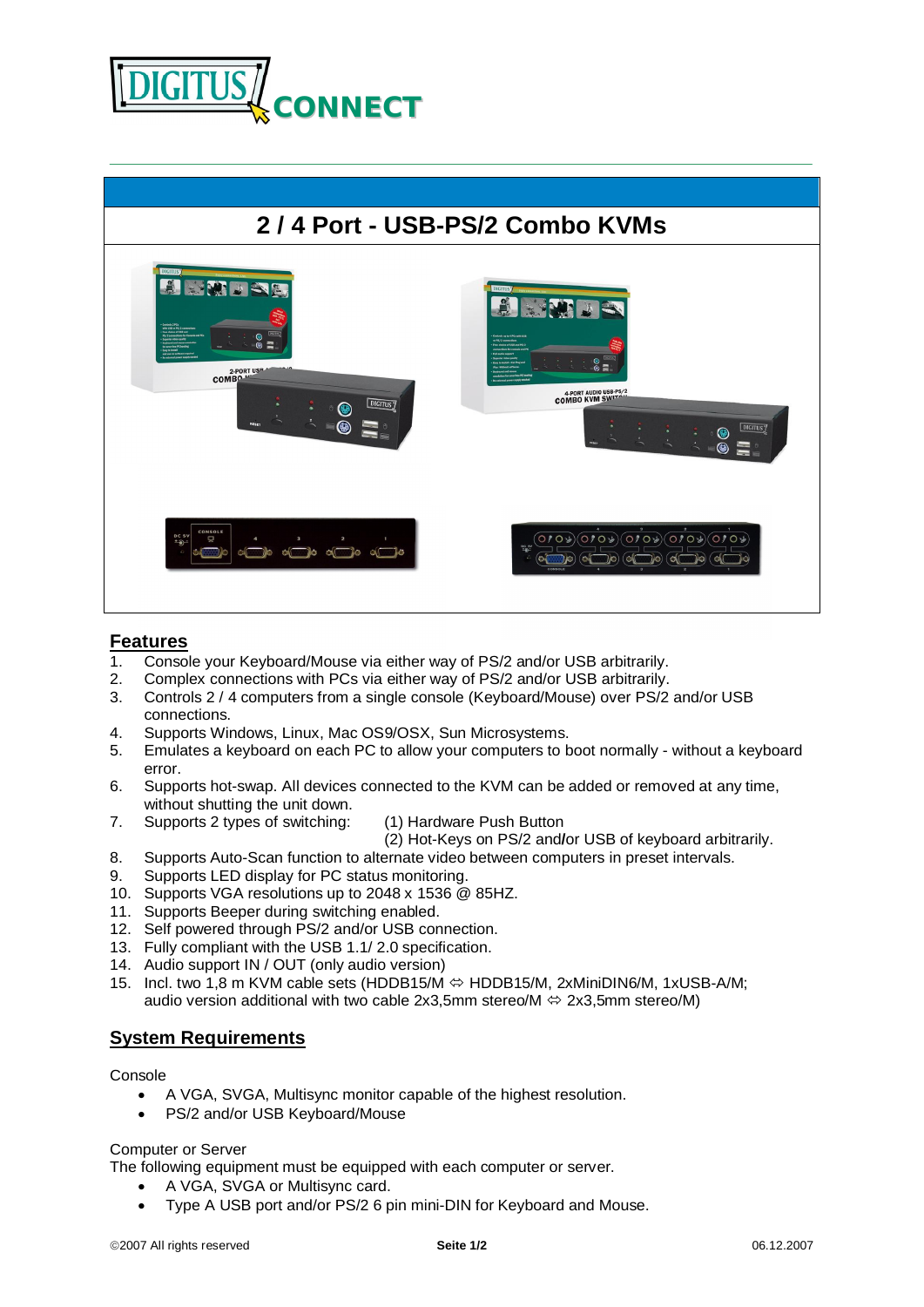DIGITUS CONNECT

# 2 / 4 Port - USB-PS/2 Combo KVMs

## Features

1. Console your Keyboard/Mouse via either way of PS/2 and/or USB arbitrarily.
2. Complex connections with PCs via either way of PS/2 and/or USB arbitrarily.
3. Controls 2 / 4 computers from a single console (Keyboard/Mouse) over PS/2 and/or USB connections.
4. Supports Windows, Linux, Mac OS9/OSX, Sun Microsystems.
5. Emulates a keyboard on each PC to allow your computers to boot normally - without a keyboard error.
6. Supports hot-swap. All devices connected to the KVM can be added or removed at any time, without shutting the unit down.
7. Supports 2 types of switching: (1) Hardware Push Button
   (2) Hot-Keys on PS/2 and/or USB of keyboard arbitrarily.
8. Supports Auto-Scan function to alternate video between computers in preset intervals.
9. Supports LED display for PC status monitoring.
10. Supports VGA resolutions up to 2048 x 1536 @ 85HZ.
11. Supports Beeper during switching enabled.
12. Self powered through PS/2 and/or USB connection.
13. Fully compliant with the USB 1.1/ 2.0 specification.
14. Audio support IN / OUT (only audio version)
15. Incl. two 1,8 m KVM cable sets (HDDB15/M ⇔ HDDB15/M, 2xMiniDIN6/M, 1xUSB-A/M; audio version additional with two cable 2x3,5mm stereo/M ⇔ 2x3,5mm stereo/M)

## System Requirements

Console

- A VGA, SVGA, Multisync monitor capable of the highest resolution.
- PS/2 and/or USB Keyboard/Mouse

Computer or Server

The following equipment must be equipped with each computer or server.

- A VGA, SVGA or Multisync card.
- Type A USB port and/or PS/2 6 pin mini-DIN for Keyboard and Mouse.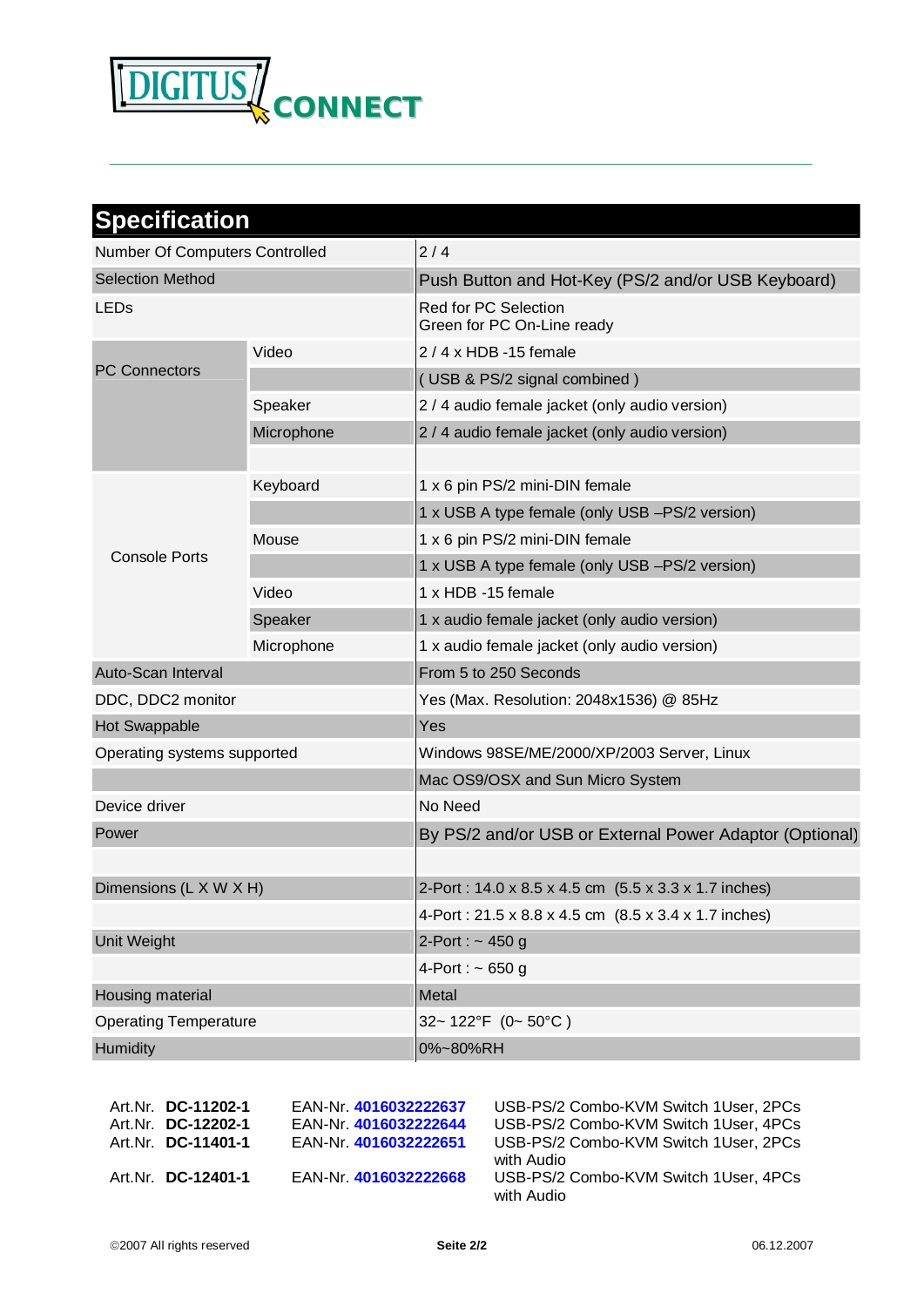## Specification

| | | |
|---|---|---|
| Number Of Computers Controlled | | 2 / 4 |
| Selection Method | | Push Button and Hot-Key (PS/2 and/or USB Keyboard) |
| LEDs | | Red for PC Selection<br>Green for PC On-Line ready |
| PC Connectors | Video | 2 / 4 x HDB -15 female |
| | | ( USB & PS/2 signal combined ) |
| | Speaker | 2 / 4 audio female jacket (only audio version) |
| | Microphone | 2 / 4 audio female jacket (only audio version) |
| | | |
| Console Ports | Keyboard | 1 x 6 pin PS/2 mini-DIN female |
| | | 1 x USB A type female (only USB –PS/2 version) |
| | Mouse | 1 x 6 pin PS/2 mini-DIN female |
| | | 1 x USB A type female (only USB –PS/2 version) |
| | Video | 1 x HDB -15 female |
| | Speaker | 1 x audio female jacket (only audio version) |
| | Microphone | 1 x audio female jacket (only audio version) |
| Auto-Scan Interval | | From 5 to 250 Seconds |
| DDC, DDC2 monitor | | Yes (Max. Resolution: 2048x1536) @ 85Hz |
| Hot Swappable | | Yes |
| Operating systems supported | | Windows 98SE/ME/2000/XP/2003 Server, Linux |
| | | Mac OS9/OSX and Sun Micro System |
| Device driver | | No Need |
| Power | | By PS/2 and/or USB or External Power Adaptor (Optional) |
| | | |
| Dimensions (L X W X H) | | 2-Port : 14.0 x 8.5 x 4.5 cm (5.5 x 3.3 x 1.7 inches) |
| | | 4-Port : 21.5 x 8.8 x 4.5 cm (8.5 x 3.4 x 1.7 inches) |
| Unit Weight | | 2-Port : ~ 450 g |
| | | 4-Port : ~ 650 g |
| Housing material | | Metal |
| Operating Temperature | | 32~ 122°F (0~ 50°C ) |
| Humidity | | 0%~80%RH |

| | | |
|---|---|---|
| Art.Nr. **DC-11202-1** | EAN-Nr. **4016032222637** | USB-PS/2 Combo-KVM Switch 1User, 2PCs |
| Art.Nr. **DC-12202-1** | EAN-Nr. **4016032222644** | USB-PS/2 Combo-KVM Switch 1User, 4PCs |
| Art.Nr. **DC-11401-1** | EAN-Nr. **4016032222651** | USB-PS/2 Combo-KVM Switch 1User, 2PCs with Audio |
| Art.Nr. **DC-12401-1** | EAN-Nr. **4016032222668** | USB-PS/2 Combo-KVM Switch 1User, 4PCs with Audio |

©2007 All rights reserved **Seite 2/2** 06.12.2007